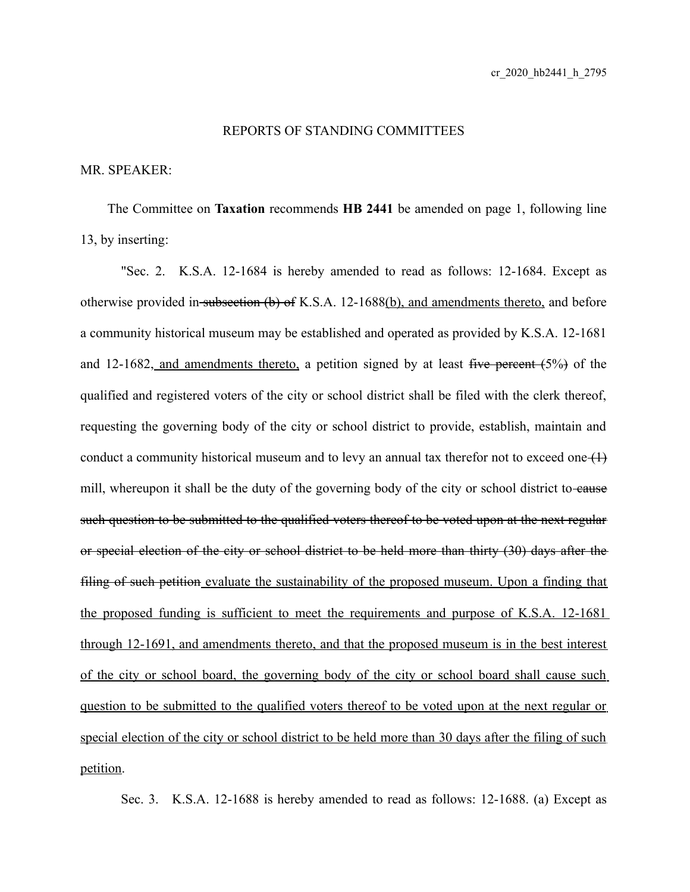## REPORTS OF STANDING COMMITTEES

MR. SPEAKER:

The Committee on **Taxation** recommends **HB 2441** be amended on page 1, following line 13, by inserting:

"Sec. 2. K.S.A. 12-1684 is hereby amended to read as follows: 12-1684. Except as otherwise provided in ~~subsection (b) of~~ K.S.A. 12-1688(b), and amendments thereto, and before a community historical museum may be established and operated as provided by K.S.A. 12-1681 and 12-1682, and amendments thereto, a petition signed by at least ~~five percent (~~5%~~)~~ of the qualified and registered voters of the city or school district shall be filed with the clerk thereof, requesting the governing body of the city or school district to provide, establish, maintain and conduct a community historical museum and to levy an annual tax therefor not to exceed one ~~(1)~~ mill, whereupon it shall be the duty of the governing body of the city or school district to ~~cause such question to be submitted to the qualified voters thereof to be voted upon at the next regular or special election of the city or school district to be held more than thirty (30) days after the filing of such petition~~ evaluate the sustainability of the proposed museum. Upon a finding that the proposed funding is sufficient to meet the requirements and purpose of K.S.A. 12-1681 through 12-1691, and amendments thereto, and that the proposed museum is in the best interest of the city or school board, the governing body of the city or school board shall cause such question to be submitted to the qualified voters thereof to be voted upon at the next regular or special election of the city or school district to be held more than 30 days after the filing of such petition.

Sec. 3. K.S.A. 12-1688 is hereby amended to read as follows: 12-1688. (a) Except as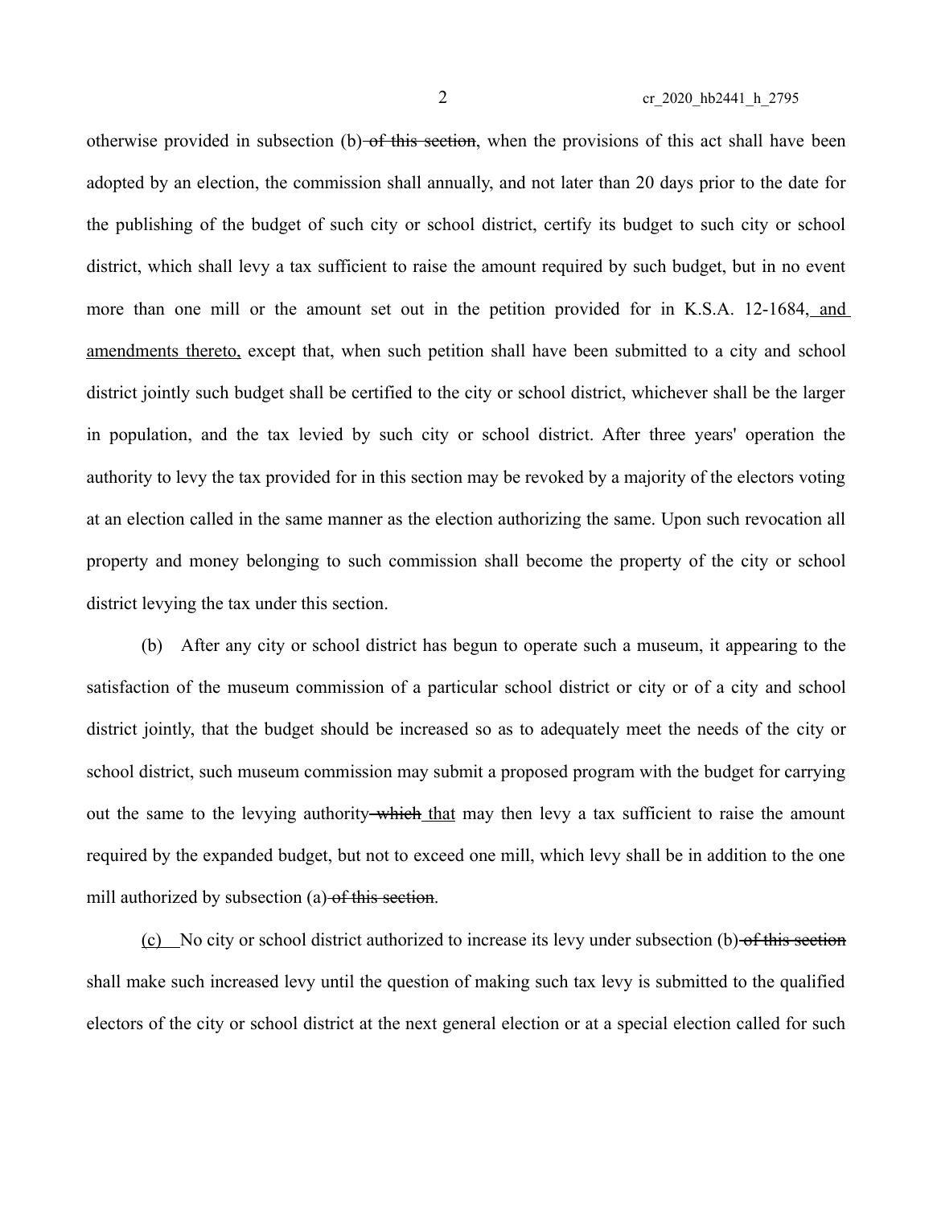otherwise provided in subsection (b)~~ of this section~~, when the provisions of this act shall have been adopted by an election, the commission shall annually, and not later than 20 days prior to the date for the publishing of the budget of such city or school district, certify its budget to such city or school district, which shall levy a tax sufficient to raise the amount required by such budget, but in no event more than one mill or the amount set out in the petition provided for in K.S.A. 12-1684<u>, and amendments thereto,</u> except that, when such petition shall have been submitted to a city and school district jointly such budget shall be certified to the city or school district, whichever shall be the larger in population, and the tax levied by such city or school district. After three years' operation the authority to levy the tax provided for in this section may be revoked by a majority of the electors voting at an election called in the same manner as the election authorizing the same. Upon such revocation all property and money belonging to such commission shall become the property of the city or school district levying the tax under this section.

(b) After any city or school district has begun to operate such a museum, it appearing to the satisfaction of the museum commission of a particular school district or city or of a city and school district jointly, that the budget should be increased so as to adequately meet the needs of the city or school district, such museum commission may submit a proposed program with the budget for carrying out the same to the levying authority~~ which~~ <u>that</u> may then levy a tax sufficient to raise the amount required by the expanded budget, but not to exceed one mill, which levy shall be in addition to the one mill authorized by subsection (a)~~ of this section~~.

<u>(c)</u> No city or school district authorized to increase its levy under subsection (b)~~ of this section~~ shall make such increased levy until the question of making such tax levy is submitted to the qualified electors of the city or school district at the next general election or at a special election called for such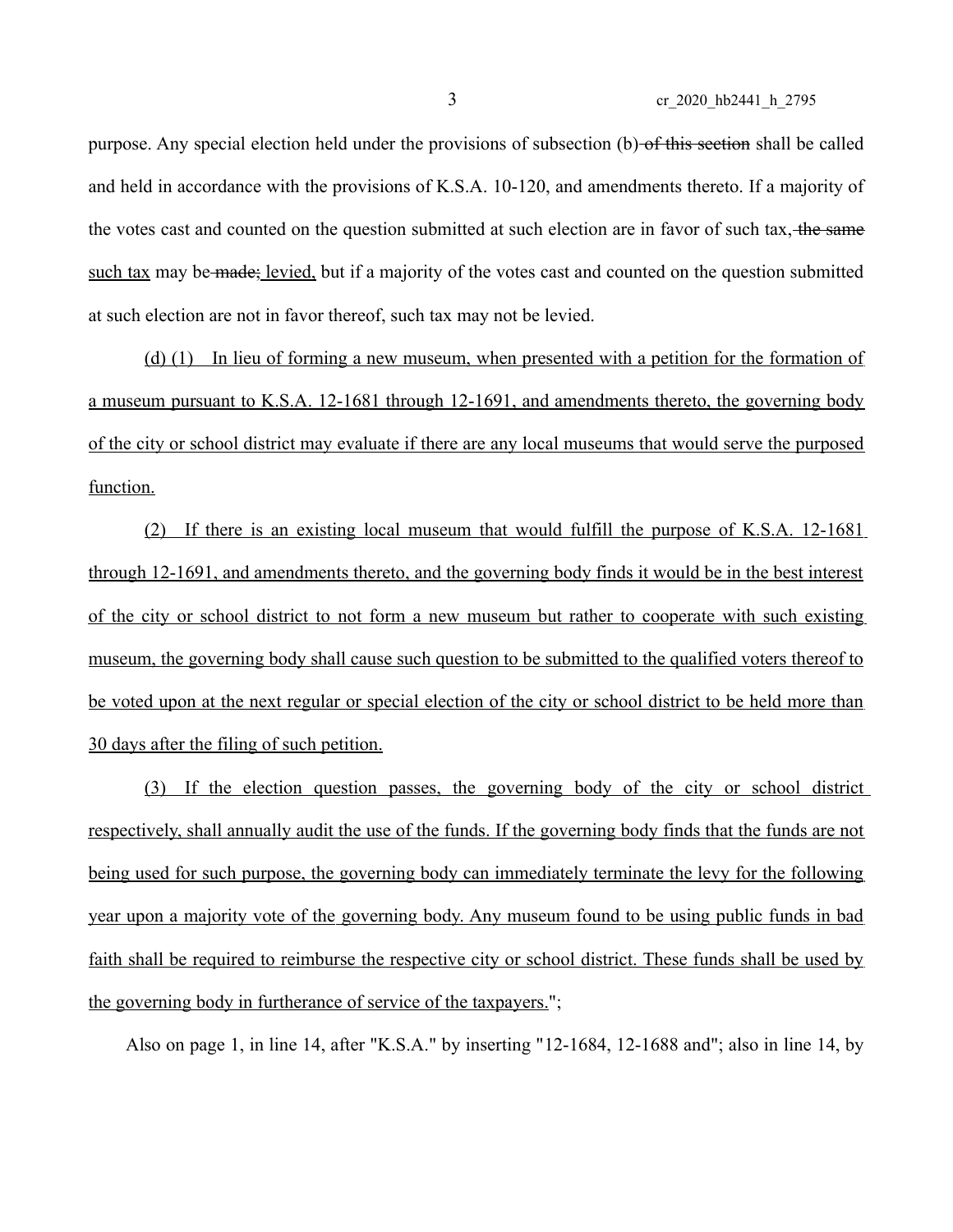purpose. Any special election held under the provisions of subsection (b) ~~of this section~~ shall be called and held in accordance with the provisions of K.S.A. 10-120, and amendments thereto. If a majority of the votes cast and counted on the question submitted at such election are in favor of such tax, ~~the same~~ <u>such tax</u> may be ~~made;~~ <u>levied,</u> but if a majority of the votes cast and counted on the question submitted at such election are not in favor thereof, such tax may not be levied.

<u>(d) (1) In lieu of forming a new museum, when presented with a petition for the formation of a museum pursuant to K.S.A. 12-1681 through 12-1691, and amendments thereto, the governing body of the city or school district may evaluate if there are any local museums that would serve the purposed function.</u>

<u>(2) If there is an existing local museum that would fulfill the purpose of K.S.A. 12-1681 through 12-1691, and amendments thereto, and the governing body finds it would be in the best interest of the city or school district to not form a new museum but rather to cooperate with such existing museum, the governing body shall cause such question to be submitted to the qualified voters thereof to be voted upon at the next regular or special election of the city or school district to be held more than 30 days after the filing of such petition.</u>

<u>(3) If the election question passes, the governing body of the city or school district respectively, shall annually audit the use of the funds. If the governing body finds that the funds are not being used for such purpose, the governing body can immediately terminate the levy for the following year upon a majority vote of the governing body. Any museum found to be using public funds in bad faith shall be required to reimburse the respective city or school district. These funds shall be used by the governing body in furtherance of service of the taxpayers.</u>";

Also on page 1, in line 14, after "K.S.A." by inserting "12-1684, 12-1688 and"; also in line 14, by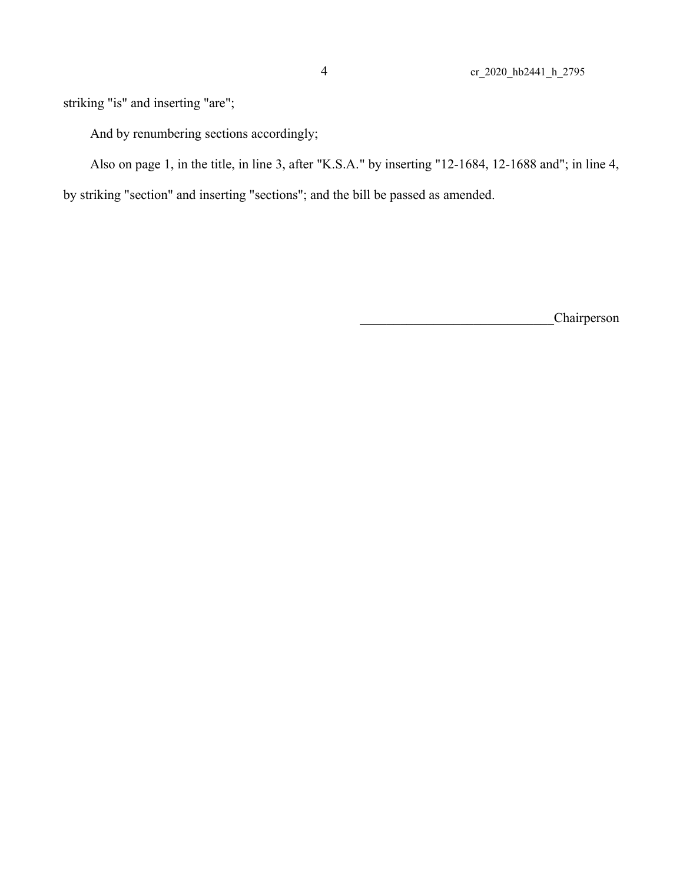striking "is" and inserting "are";

And by renumbering sections accordingly;

Also on page 1, in the title, in line 3, after "K.S.A." by inserting "12-1684, 12-1688 and"; in line 4, by striking "section" and inserting "sections"; and the bill be passed as amended.

\_\_\_\_\_\_\_\_\_\_\_\_\_\_\_\_\_\_\_\_\_\_\_\_\_\_\_\_\_Chairperson